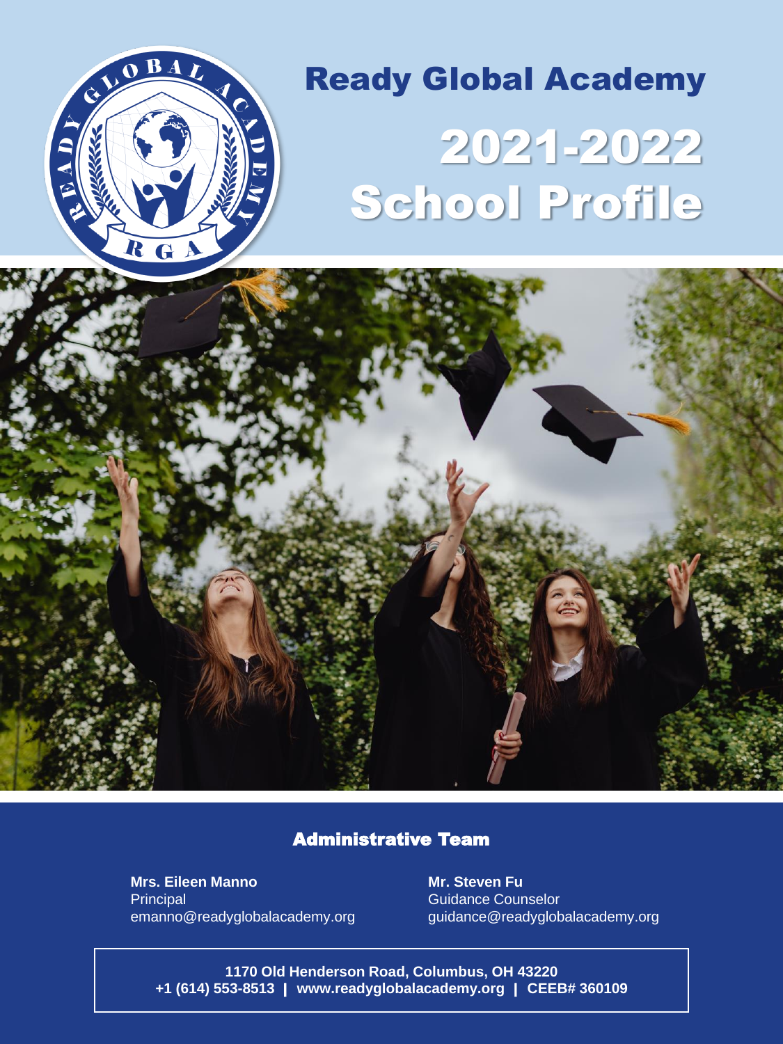# Ready Global Academy

# 2021-2022 School Profile

## Administrative Team

**Mrs. Eileen Manno**
Principal
emanno@readyglobalacademy.org

**Mr. Steven Fu**
Guidance Counselor
guidance@readyglobalacademy.org

**1170 Old Henderson Road, Columbus, OH 43220**
**+1 (614) 553-8513 | www.readyglobalacademy.org | CEEB# 360109**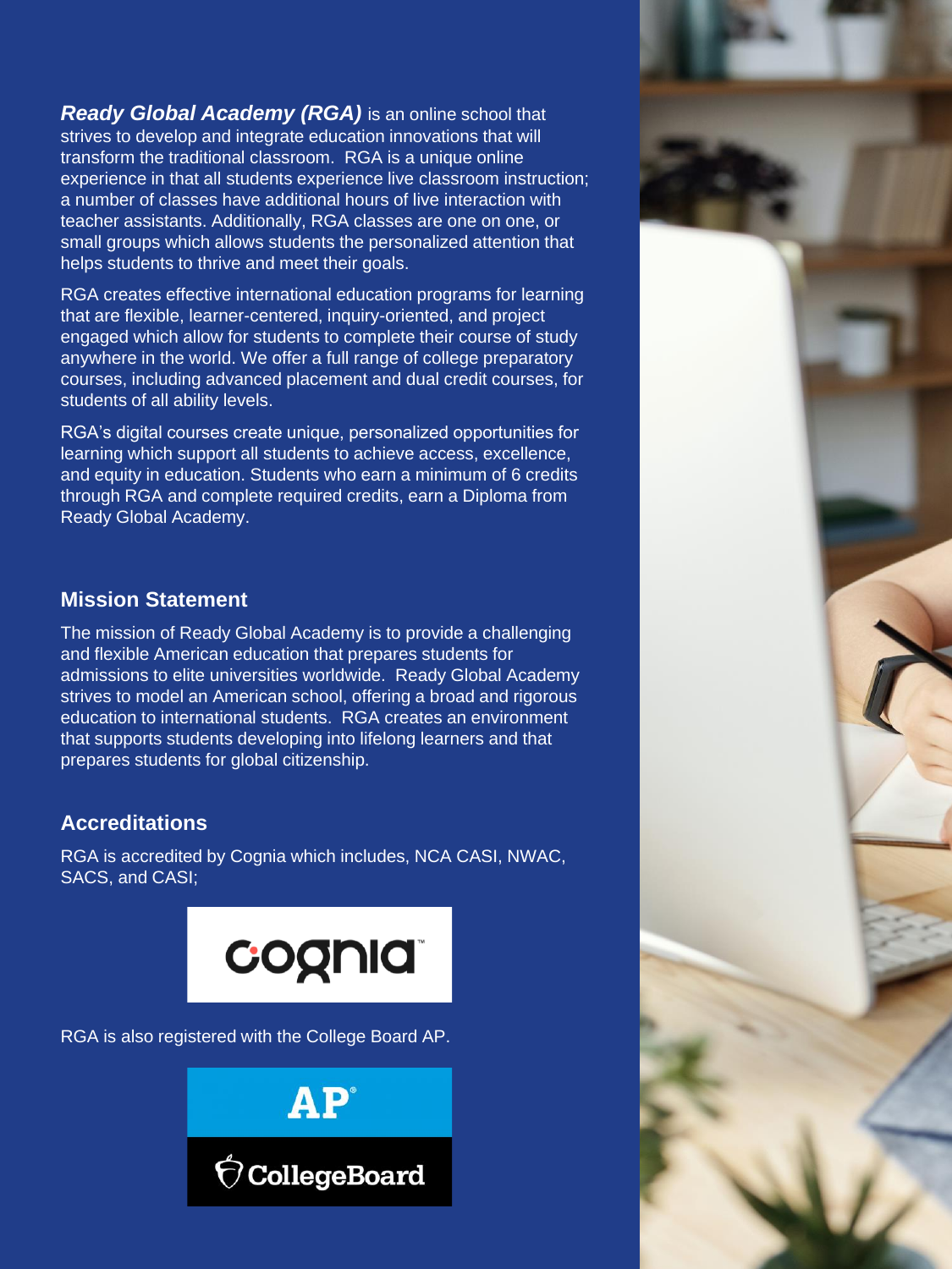***Ready Global Academy (RGA)*** is an online school that strives to develop and integrate education innovations that will transform the traditional classroom. RGA is a unique online experience in that all students experience live classroom instruction; a number of classes have additional hours of live interaction with teacher assistants. Additionally, RGA classes are one on one, or small groups which allows students the personalized attention that helps students to thrive and meet their goals.

RGA creates effective international education programs for learning that are flexible, learner-centered, inquiry-oriented, and project engaged which allow for students to complete their course of study anywhere in the world. We offer a full range of college preparatory courses, including advanced placement and dual credit courses, for students of all ability levels.

RGA's digital courses create unique, personalized opportunities for learning which support all students to achieve access, excellence, and equity in education. Students who earn a minimum of 6 credits through RGA and complete required credits, earn a Diploma from Ready Global Academy.

## Mission Statement

The mission of Ready Global Academy is to provide a challenging and flexible American education that prepares students for admissions to elite universities worldwide. Ready Global Academy strives to model an American school, offering a broad and rigorous education to international students. RGA creates an environment that supports students developing into lifelong learners and that prepares students for global citizenship.

## Accreditations

RGA is accredited by Cognia which includes, NCA CASI, NWAC, SACS, and CASI;

cognia™

RGA is also registered with the College Board AP.

AP®

CollegeBoard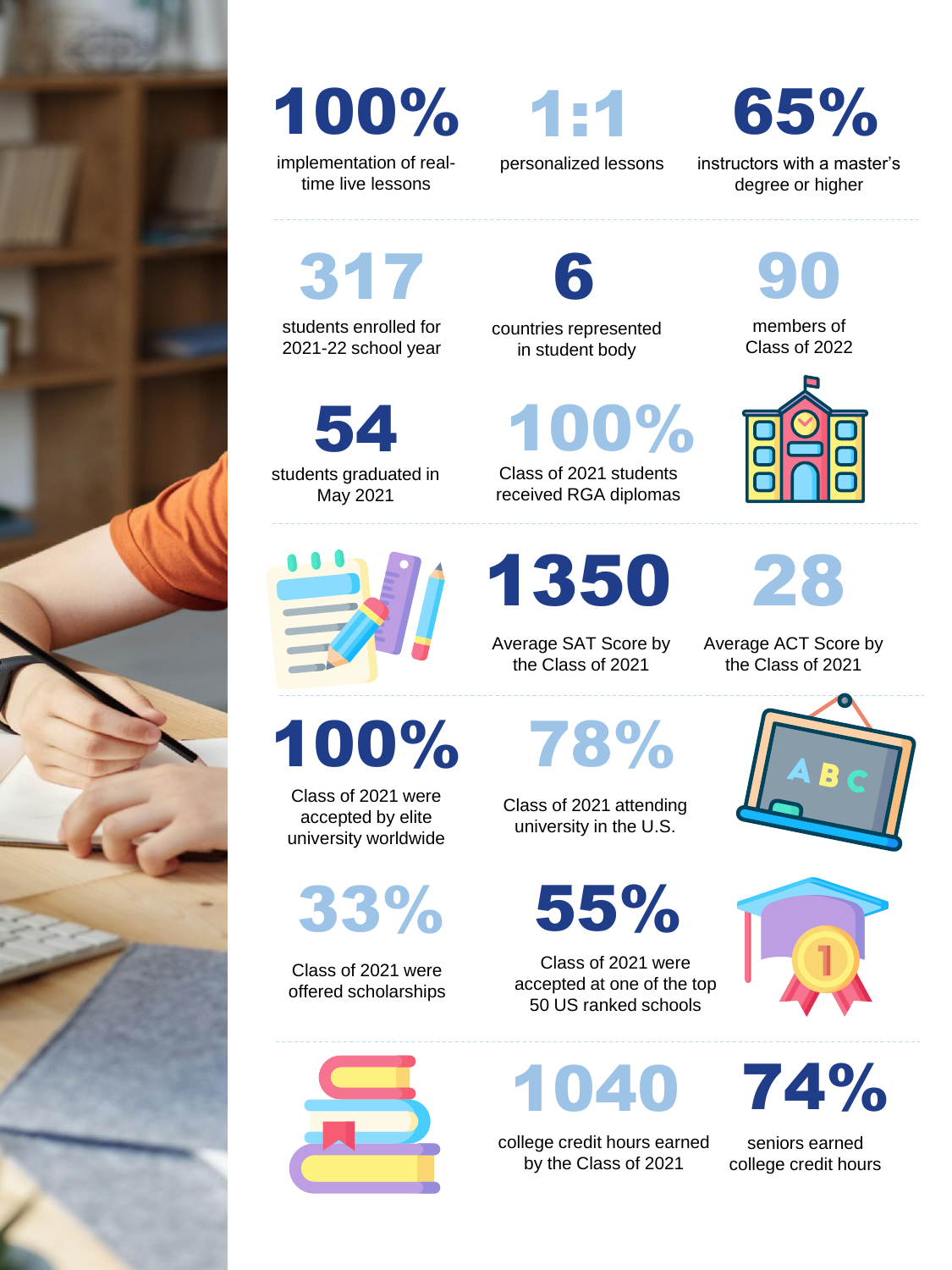**100%**
implementation of real-time live lessons

**1:1**
personalized lessons

**65%**
instructors with a master's degree or higher

**317**
students enrolled for 2021-22 school year

**6**
countries represented in student body

**90**
members of Class of 2022

**54**
students graduated in May 2021

**100%**
Class of 2021 students received RGA diplomas

**1350**
Average SAT Score by the Class of 2021

**28**
Average ACT Score by the Class of 2021

**100%**
Class of 2021 were accepted by elite university worldwide

**78%**
Class of 2021 attending university in the U.S.

**33%**
Class of 2021 were offered scholarships

**55%**
Class of 2021 were accepted at one of the top 50 US ranked schools

**1040**
college credit hours earned by the Class of 2021

**74%**
seniors earned college credit hours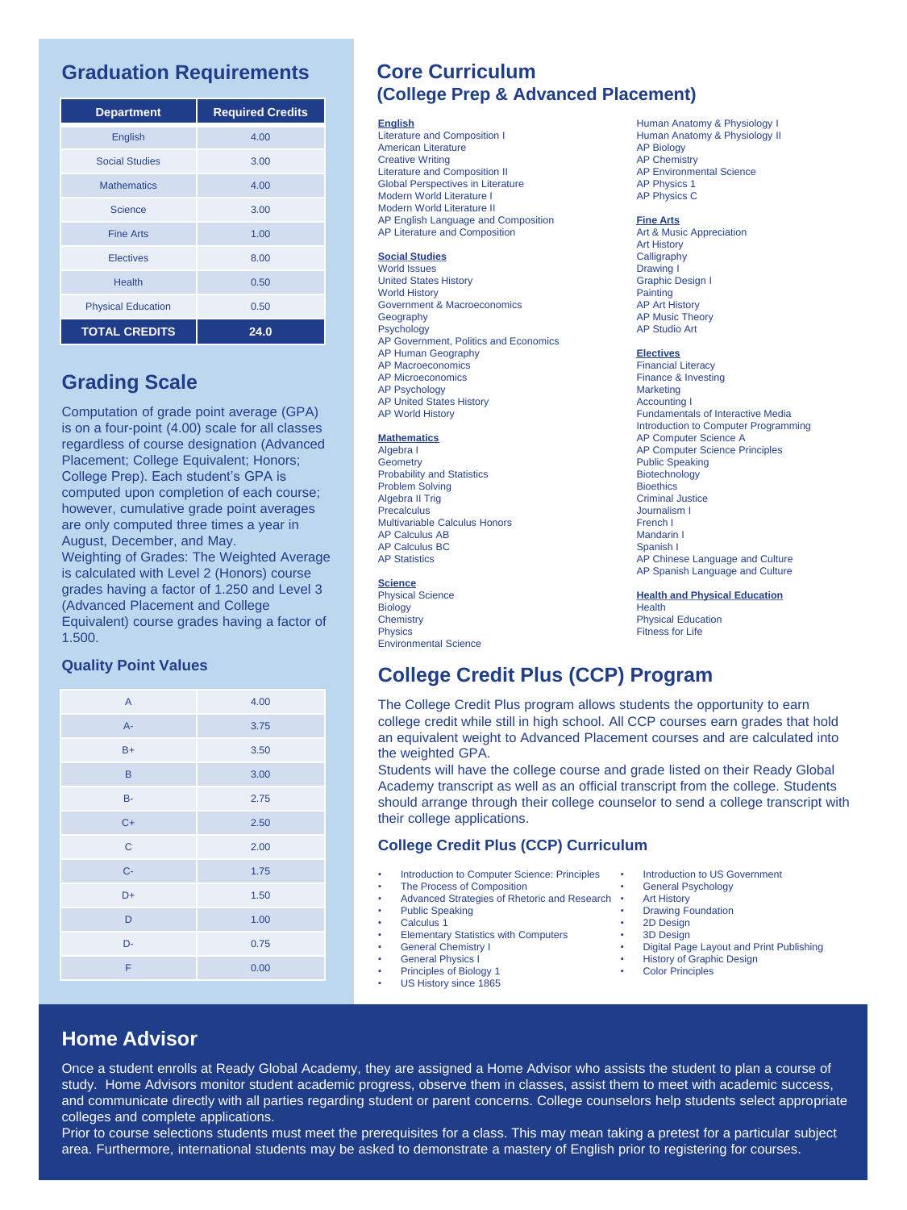## Graduation Requirements

| Department | Required Credits |
|---|---|
| English | 4.00 |
| Social Studies | 3.00 |
| Mathematics | 4.00 |
| Science | 3.00 |
| Fine Arts | 1.00 |
| Electives | 8.00 |
| Health | 0.50 |
| Physical Education | 0.50 |
| **TOTAL CREDITS** | **24.0** |

## Grading Scale

Computation of grade point average (GPA) is on a four-point (4.00) scale for all classes regardless of course designation (Advanced Placement; College Equivalent; Honors; College Prep). Each student's GPA is computed upon completion of each course; however, cumulative grade point averages are only computed three times a year in August, December, and May.
Weighting of Grades: The Weighted Average is calculated with Level 2 (Honors) course grades having a factor of 1.250 and Level 3 (Advanced Placement and College Equivalent) course grades having a factor of 1.500.

### Quality Point Values

| Grade | Value |
|---|---|
| A | 4.00 |
| A- | 3.75 |
| B+ | 3.50 |
| B | 3.00 |
| B- | 2.75 |
| C+ | 2.50 |
| C | 2.00 |
| C- | 1.75 |
| D+ | 1.50 |
| D | 1.00 |
| D- | 0.75 |
| F | 0.00 |

## Core Curriculum
## (College Prep & Advanced Placement)

**English**
Literature and Composition I
American Literature
Creative Writing
Literature and Composition II
Global Perspectives in Literature
Modern World Literature I
Modern World Literature II
AP English Language and Composition
AP Literature and Composition

**Social Studies**
World Issues
United States History
World History
Government & Macroeconomics
Geography
Psychology
AP Government, Politics and Economics
AP Human Geography
AP Macroeconomics
AP Microeconomics
AP Psychology
AP United States History
AP World History

**Mathematics**
Algebra I
Geometry
Probability and Statistics
Problem Solving
Algebra II Trig
Precalculus
Multivariable Calculus Honors
AP Calculus AB
AP Calculus BC
AP Statistics

**Science**
Physical Science
Biology
Chemistry
Physics
Environmental Science
Human Anatomy & Physiology I
Human Anatomy & Physiology II
AP Biology
AP Chemistry
AP Environmental Science
AP Physics 1
AP Physics C

**Fine Arts**
Art & Music Appreciation
Art History
Calligraphy
Drawing I
Graphic Design I
Painting
AP Art History
AP Music Theory
AP Studio Art

**Electives**
Financial Literacy
Finance & Investing
Marketing
Accounting I
Fundamentals of Interactive Media
Introduction to Computer Programming
AP Computer Science A
AP Computer Science Principles
Public Speaking
Biotechnology
Bioethics
Criminal Justice
Journalism I
French I
Mandarin I
Spanish I
AP Chinese Language and Culture
AP Spanish Language and Culture

**Health and Physical Education**
Health
Physical Education
Fitness for Life

## College Credit Plus (CCP) Program

The College Credit Plus program allows students the opportunity to earn college credit while still in high school. All CCP courses earn grades that hold an equivalent weight to Advanced Placement courses and are calculated into the weighted GPA.
Students will have the college course and grade listed on their Ready Global Academy transcript as well as an official transcript from the college. Students should arrange through their college counselor to send a college transcript with their college applications.

### College Credit Plus (CCP) Curriculum

- Introduction to Computer Science: Principles
- The Process of Composition
- Advanced Strategies of Rhetoric and Research
- Public Speaking
- Calculus 1
- Elementary Statistics with Computers
- General Chemistry I
- General Physics I
- Principles of Biology 1
- US History since 1865
- Introduction to US Government
- General Psychology
- Art History
- Drawing Foundation
- 2D Design
- 3D Design
- Digital Page Layout and Print Publishing
- History of Graphic Design
- Color Principles

## Home Advisor

Once a student enrolls at Ready Global Academy, they are assigned a Home Advisor who assists the student to plan a course of study. Home Advisors monitor student academic progress, observe them in classes, assist them to meet with academic success, and communicate directly with all parties regarding student or parent concerns. College counselors help students select appropriate colleges and complete applications.
Prior to course selections students must meet the prerequisites for a class. This may mean taking a pretest for a particular subject area. Furthermore, international students may be asked to demonstrate a mastery of English prior to registering for courses.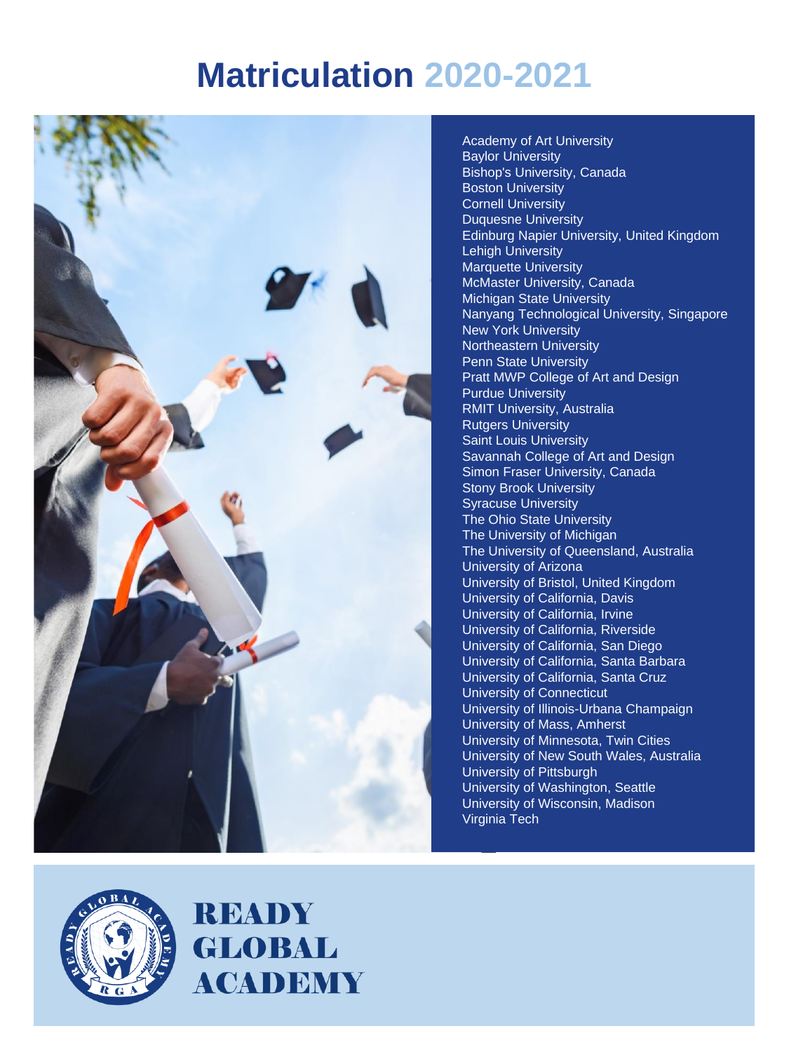# Matriculation 2020-2021

- Academy of Art University
- Baylor University
- Bishop's University, Canada
- Boston University
- Cornell University
- Duquesne University
- Edinburg Napier University, United Kingdom
- Lehigh University
- Marquette University
- McMaster University, Canada
- Michigan State University
- Nanyang Technological University, Singapore
- New York University
- Northeastern University
- Penn State University
- Pratt MWP College of Art and Design
- Purdue University
- RMIT University, Australia
- Rutgers University
- Saint Louis University
- Savannah College of Art and Design
- Simon Fraser University, Canada
- Stony Brook University
- Syracuse University
- The Ohio State University
- The University of Michigan
- The University of Queensland, Australia
- University of Arizona
- University of Bristol, United Kingdom
- University of California, Davis
- University of California, Irvine
- University of California, Riverside
- University of California, San Diego
- University of California, Santa Barbara
- University of California, Santa Cruz
- University of Connecticut
- University of Illinois-Urbana Champaign
- University of Mass, Amherst
- University of Minnesota, Twin Cities
- University of New South Wales, Australia
- University of Pittsburgh
- University of Washington, Seattle
- University of Wisconsin, Madison
- Virginia Tech

READY GLOBAL ACADEMY